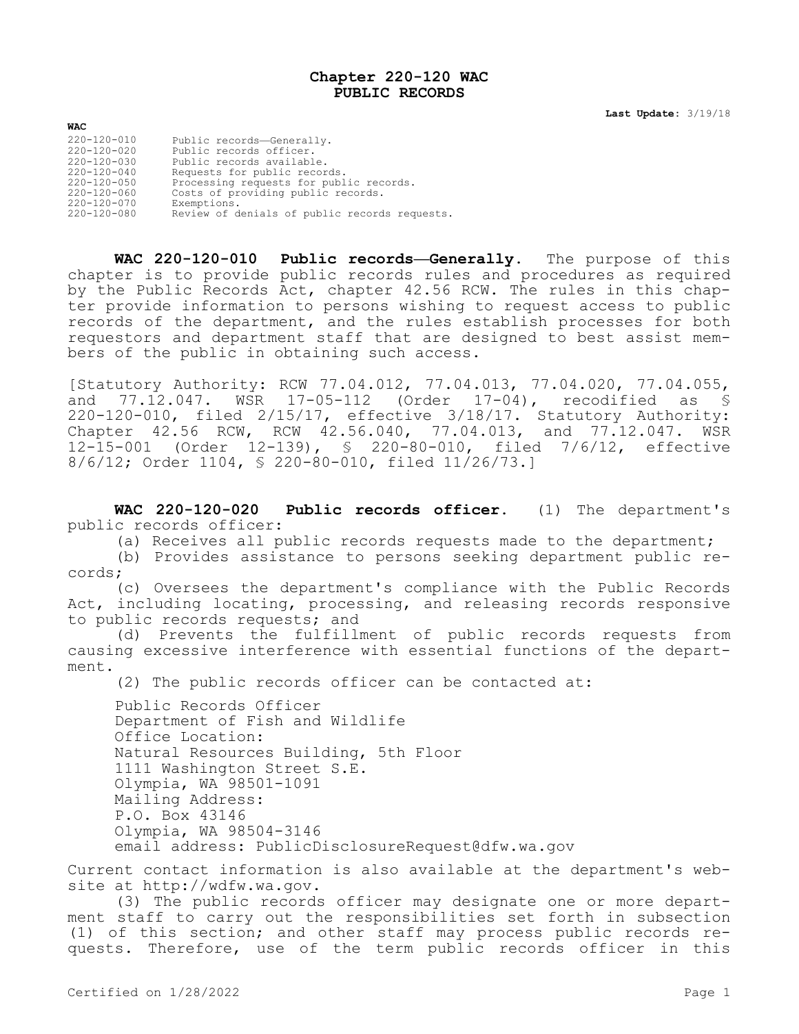# Chapter 220-120 WAC
## PUBLIC RECORDS

**Last Update:** 3/19/18

| **WAC** | |
|---|---|
| 220-120-010 | Public records—Generally. |
| 220-120-020 | Public records officer. |
| 220-120-030 | Public records available. |
| 220-120-040 | Requests for public records. |
| 220-120-050 | Processing requests for public records. |
| 220-120-060 | Costs of providing public records. |
| 220-120-070 | Exemptions. |
| 220-120-080 | Review of denials of public records requests. |

**WAC 220-120-010 Public records—Generally.** The purpose of this chapter is to provide public records rules and procedures as required by the Public Records Act, chapter 42.56 RCW. The rules in this chapter provide information to persons wishing to request access to public records of the department, and the rules establish processes for both requestors and department staff that are designed to best assist members of the public in obtaining such access.

[Statutory Authority: RCW 77.04.012, 77.04.013, 77.04.020, 77.04.055, and 77.12.047. WSR 17-05-112 (Order 17-04), recodified as § 220-120-010, filed 2/15/17, effective 3/18/17. Statutory Authority: Chapter 42.56 RCW, RCW 42.56.040, 77.04.013, and 77.12.047. WSR 12-15-001 (Order 12-139), § 220-80-010, filed 7/6/12, effective 8/6/12; Order 1104, § 220-80-010, filed 11/26/73.]

**WAC 220-120-020 Public records officer.** (1) The department's public records officer:

(a) Receives all public records requests made to the department;

(b) Provides assistance to persons seeking department public records;

(c) Oversees the department's compliance with the Public Records Act, including locating, processing, and releasing records responsive to public records requests; and

(d) Prevents the fulfillment of public records requests from causing excessive interference with essential functions of the department.

(2) The public records officer can be contacted at:

Public Records Officer
Department of Fish and Wildlife
Office Location:
Natural Resources Building, 5th Floor
1111 Washington Street S.E.
Olympia, WA 98501-1091
Mailing Address:
P.O. Box 43146
Olympia, WA 98504-3146
email address: PublicDisclosureRequest@dfw.wa.gov

Current contact information is also available at the department's website at http://wdfw.wa.gov.

(3) The public records officer may designate one or more department staff to carry out the responsibilities set forth in subsection (1) of this section; and other staff may process public records requests. Therefore, use of the term public records officer in this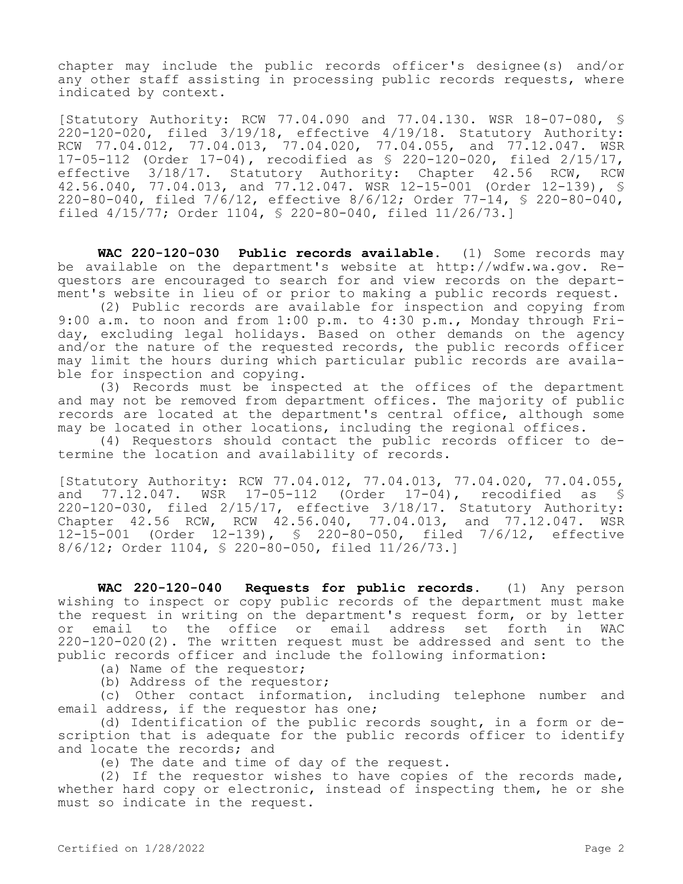chapter may include the public records officer's designee(s) and/or any other staff assisting in processing public records requests, where indicated by context.

[Statutory Authority: RCW 77.04.090 and 77.04.130. WSR 18-07-080, § 220-120-020, filed 3/19/18, effective 4/19/18. Statutory Authority: RCW 77.04.012, 77.04.013, 77.04.020, 77.04.055, and 77.12.047. WSR 17-05-112 (Order 17-04), recodified as § 220-120-020, filed 2/15/17, effective 3/18/17. Statutory Authority: Chapter 42.56 RCW, RCW 42.56.040, 77.04.013, and 77.12.047. WSR 12-15-001 (Order 12-139), § 220-80-040, filed 7/6/12, effective 8/6/12; Order 77-14, § 220-80-040, filed 4/15/77; Order 1104, § 220-80-040, filed 11/26/73.]

**WAC 220-120-030 Public records available.** (1) Some records may be available on the department's website at http://wdfw.wa.gov. Requestors are encouraged to search for and view records on the department's website in lieu of or prior to making a public records request.

(2) Public records are available for inspection and copying from 9:00 a.m. to noon and from 1:00 p.m. to 4:30 p.m., Monday through Friday, excluding legal holidays. Based on other demands on the agency and/or the nature of the requested records, the public records officer may limit the hours during which particular public records are available for inspection and copying.

(3) Records must be inspected at the offices of the department and may not be removed from department offices. The majority of public records are located at the department's central office, although some may be located in other locations, including the regional offices.

(4) Requestors should contact the public records officer to determine the location and availability of records.

[Statutory Authority: RCW 77.04.012, 77.04.013, 77.04.020, 77.04.055, and 77.12.047. WSR 17-05-112 (Order 17-04), recodified as § 220-120-030, filed 2/15/17, effective 3/18/17. Statutory Authority: Chapter 42.56 RCW, RCW 42.56.040, 77.04.013, and 77.12.047. WSR 12-15-001 (Order 12-139), § 220-80-050, filed 7/6/12, effective 8/6/12; Order 1104, § 220-80-050, filed 11/26/73.]

**WAC 220-120-040 Requests for public records.** (1) Any person wishing to inspect or copy public records of the department must make the request in writing on the department's request form, or by letter or email to the office or email address set forth in WAC 220-120-020(2). The written request must be addressed and sent to the public records officer and include the following information:

(a) Name of the requestor;

(b) Address of the requestor;

(c) Other contact information, including telephone number and email address, if the requestor has one;

(d) Identification of the public records sought, in a form or description that is adequate for the public records officer to identify and locate the records; and

(e) The date and time of day of the request.

(2) If the requestor wishes to have copies of the records made, whether hard copy or electronic, instead of inspecting them, he or she must so indicate in the request.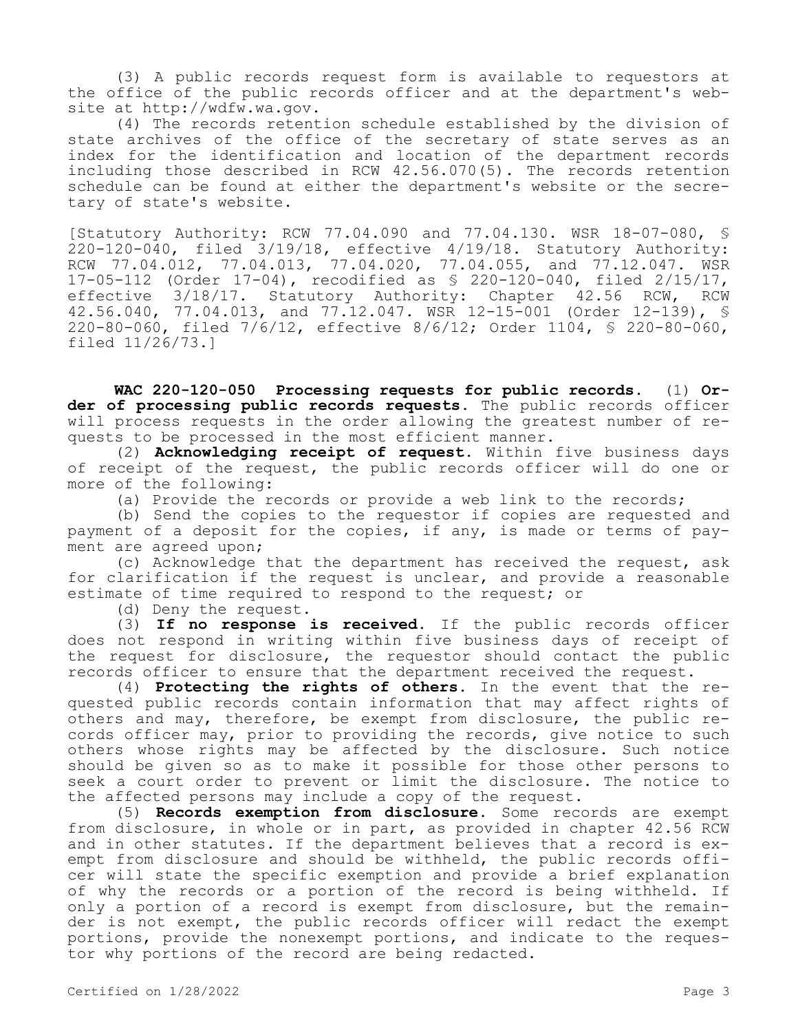(3) A public records request form is available to requestors at the office of the public records officer and at the department's website at http://wdfw.wa.gov.

(4) The records retention schedule established by the division of state archives of the office of the secretary of state serves as an index for the identification and location of the department records including those described in RCW 42.56.070(5). The records retention schedule can be found at either the department's website or the secretary of state's website.

[Statutory Authority: RCW 77.04.090 and 77.04.130. WSR 18-07-080, § 220-120-040, filed 3/19/18, effective 4/19/18. Statutory Authority: RCW 77.04.012, 77.04.013, 77.04.020, 77.04.055, and 77.12.047. WSR 17-05-112 (Order 17-04), recodified as § 220-120-040, filed 2/15/17, effective 3/18/17. Statutory Authority: Chapter 42.56 RCW, RCW 42.56.040, 77.04.013, and 77.12.047. WSR 12-15-001 (Order 12-139), § 220-80-060, filed 7/6/12, effective 8/6/12; Order 1104, § 220-80-060, filed 11/26/73.]

**WAC 220-120-050 Processing requests for public records.** (1) **Order of processing public records requests.** The public records officer will process requests in the order allowing the greatest number of requests to be processed in the most efficient manner.

(2) **Acknowledging receipt of request.** Within five business days of receipt of the request, the public records officer will do one or more of the following:

(a) Provide the records or provide a web link to the records;

(b) Send the copies to the requestor if copies are requested and payment of a deposit for the copies, if any, is made or terms of payment are agreed upon;

(c) Acknowledge that the department has received the request, ask for clarification if the request is unclear, and provide a reasonable estimate of time required to respond to the request; or

(d) Deny the request.

(3) **If no response is received.** If the public records officer does not respond in writing within five business days of receipt of the request for disclosure, the requestor should contact the public records officer to ensure that the department received the request.

(4) **Protecting the rights of others.** In the event that the requested public records contain information that may affect rights of others and may, therefore, be exempt from disclosure, the public records officer may, prior to providing the records, give notice to such others whose rights may be affected by the disclosure. Such notice should be given so as to make it possible for those other persons to seek a court order to prevent or limit the disclosure. The notice to the affected persons may include a copy of the request.

(5) **Records exemption from disclosure.** Some records are exempt from disclosure, in whole or in part, as provided in chapter 42.56 RCW and in other statutes. If the department believes that a record is exempt from disclosure and should be withheld, the public records officer will state the specific exemption and provide a brief explanation of why the records or a portion of the record is being withheld. If only a portion of a record is exempt from disclosure, but the remainder is not exempt, the public records officer will redact the exempt portions, provide the nonexempt portions, and indicate to the requestor why portions of the record are being redacted.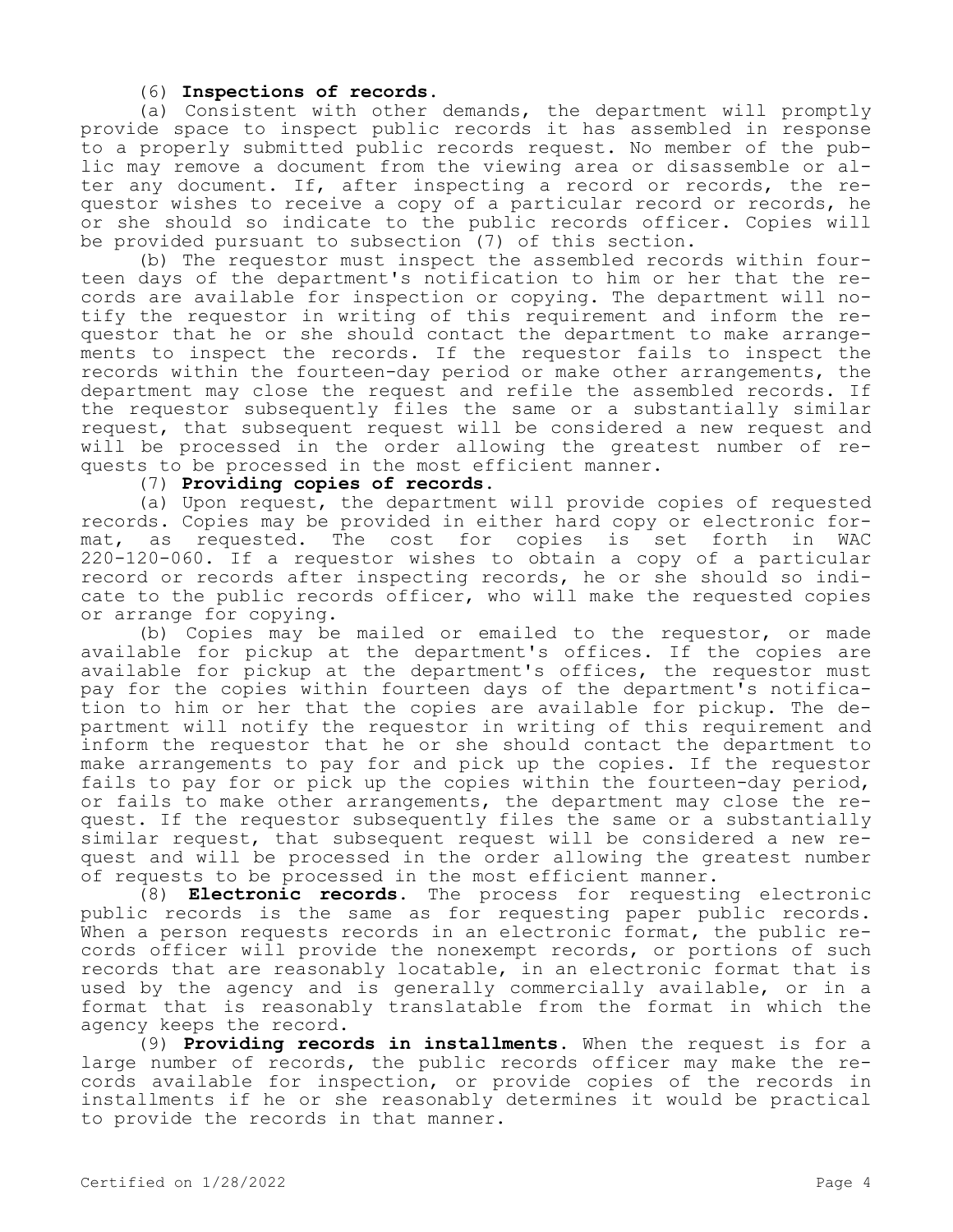(6) **Inspections of records.**

(a) Consistent with other demands, the department will promptly provide space to inspect public records it has assembled in response to a properly submitted public records request. No member of the public may remove a document from the viewing area or disassemble or alter any document. If, after inspecting a record or records, the requestor wishes to receive a copy of a particular record or records, he or she should so indicate to the public records officer. Copies will be provided pursuant to subsection (7) of this section.

(b) The requestor must inspect the assembled records within fourteen days of the department's notification to him or her that the records are available for inspection or copying. The department will notify the requestor in writing of this requirement and inform the requestor that he or she should contact the department to make arrangements to inspect the records. If the requestor fails to inspect the records within the fourteen-day period or make other arrangements, the department may close the request and refile the assembled records. If the requestor subsequently files the same or a substantially similar request, that subsequent request will be considered a new request and will be processed in the order allowing the greatest number of requests to be processed in the most efficient manner.

(7) **Providing copies of records.**

(a) Upon request, the department will provide copies of requested records. Copies may be provided in either hard copy or electronic format, as requested. The cost for copies is set forth in WAC 220-120-060. If a requestor wishes to obtain a copy of a particular record or records after inspecting records, he or she should so indicate to the public records officer, who will make the requested copies or arrange for copying.

(b) Copies may be mailed or emailed to the requestor, or made available for pickup at the department's offices. If the copies are available for pickup at the department's offices, the requestor must pay for the copies within fourteen days of the department's notification to him or her that the copies are available for pickup. The department will notify the requestor in writing of this requirement and inform the requestor that he or she should contact the department to make arrangements to pay for and pick up the copies. If the requestor fails to pay for or pick up the copies within the fourteen-day period, or fails to make other arrangements, the department may close the request. If the requestor subsequently files the same or a substantially similar request, that subsequent request will be considered a new request and will be processed in the order allowing the greatest number of requests to be processed in the most efficient manner.

(8) **Electronic records.** The process for requesting electronic public records is the same as for requesting paper public records. When a person requests records in an electronic format, the public records officer will provide the nonexempt records, or portions of such records that are reasonably locatable, in an electronic format that is used by the agency and is generally commercially available, or in a format that is reasonably translatable from the format in which the agency keeps the record.

(9) **Providing records in installments.** When the request is for a large number of records, the public records officer may make the records available for inspection, or provide copies of the records in installments if he or she reasonably determines it would be practical to provide the records in that manner.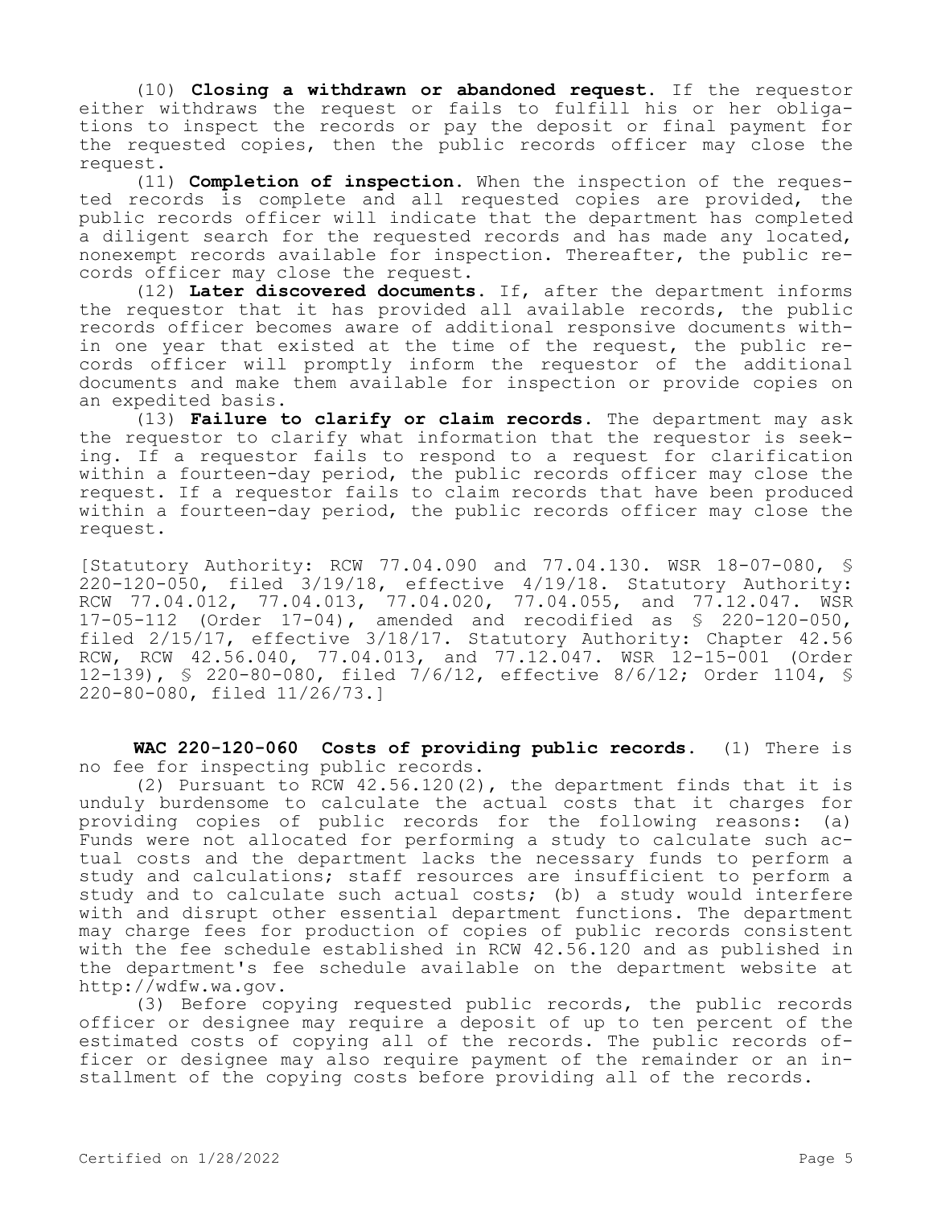(10) **Closing a withdrawn or abandoned request.** If the requestor either withdraws the request or fails to fulfill his or her obligations to inspect the records or pay the deposit or final payment for the requested copies, then the public records officer may close the request.

(11) **Completion of inspection.** When the inspection of the requested records is complete and all requested copies are provided, the public records officer will indicate that the department has completed a diligent search for the requested records and has made any located, nonexempt records available for inspection. Thereafter, the public records officer may close the request.

(12) **Later discovered documents.** If, after the department informs the requestor that it has provided all available records, the public records officer becomes aware of additional responsive documents within one year that existed at the time of the request, the public records officer will promptly inform the requestor of the additional documents and make them available for inspection or provide copies on an expedited basis.

(13) **Failure to clarify or claim records.** The department may ask the requestor to clarify what information that the requestor is seeking. If a requestor fails to respond to a request for clarification within a fourteen-day period, the public records officer may close the request. If a requestor fails to claim records that have been produced within a fourteen-day period, the public records officer may close the request.

[Statutory Authority: RCW 77.04.090 and 77.04.130. WSR 18-07-080, § 220-120-050, filed 3/19/18, effective 4/19/18. Statutory Authority: RCW 77.04.012, 77.04.013, 77.04.020, 77.04.055, and 77.12.047. WSR 17-05-112 (Order 17-04), amended and recodified as § 220-120-050, filed 2/15/17, effective 3/18/17. Statutory Authority: Chapter 42.56 RCW, RCW 42.56.040, 77.04.013, and 77.12.047. WSR 12-15-001 (Order 12-139), § 220-80-080, filed 7/6/12, effective 8/6/12; Order 1104, § 220-80-080, filed 11/26/73.]

**WAC 220-120-060 Costs of providing public records.** (1) There is no fee for inspecting public records.

(2) Pursuant to RCW 42.56.120(2), the department finds that it is unduly burdensome to calculate the actual costs that it charges for providing copies of public records for the following reasons: (a) Funds were not allocated for performing a study to calculate such actual costs and the department lacks the necessary funds to perform a study and calculations; staff resources are insufficient to perform a study and to calculate such actual costs; (b) a study would interfere with and disrupt other essential department functions. The department may charge fees for production of copies of public records consistent with the fee schedule established in RCW 42.56.120 and as published in the department's fee schedule available on the department website at http://wdfw.wa.gov.

(3) Before copying requested public records, the public records officer or designee may require a deposit of up to ten percent of the estimated costs of copying all of the records. The public records officer or designee may also require payment of the remainder or an installment of the copying costs before providing all of the records.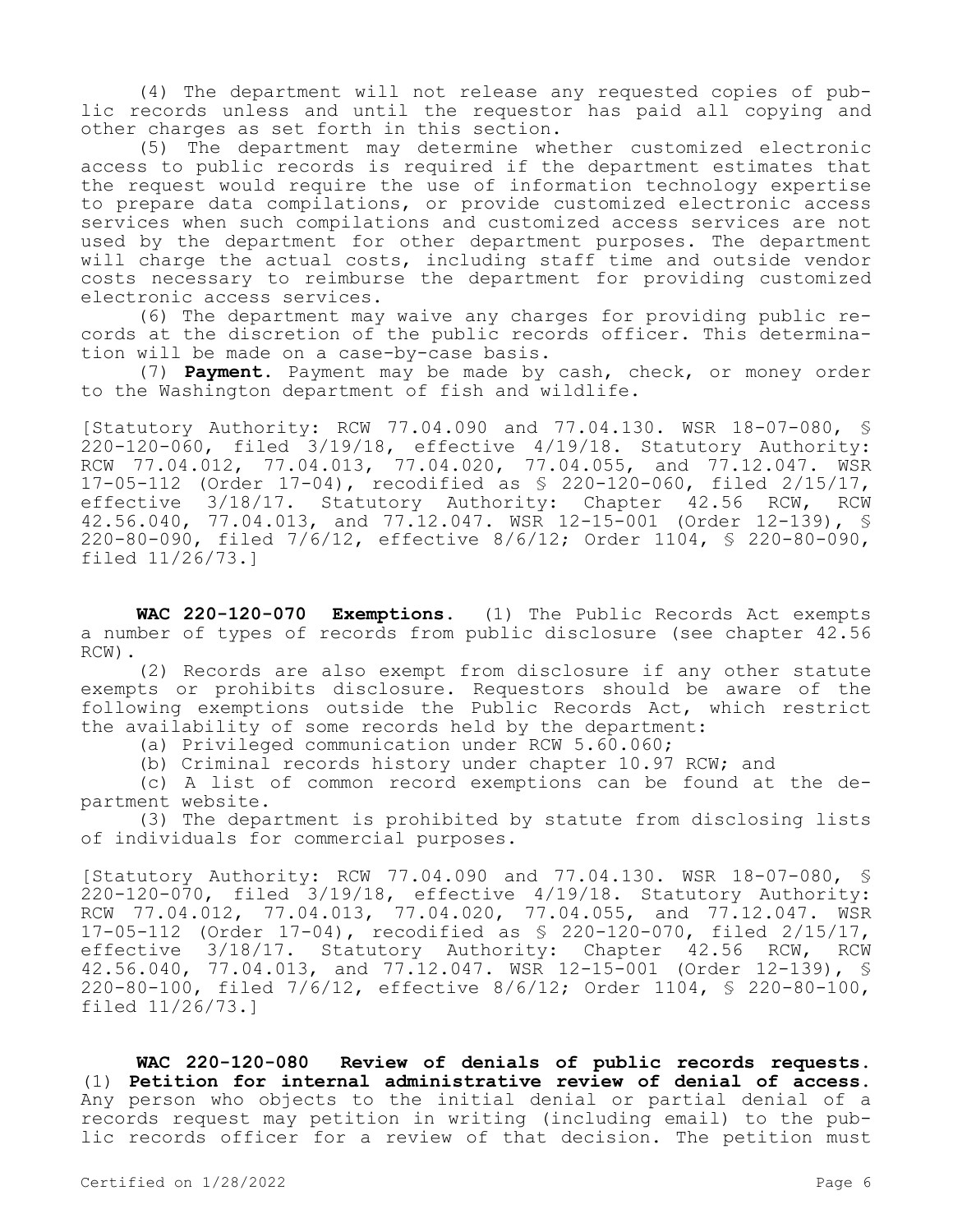(4) The department will not release any requested copies of public records unless and until the requestor has paid all copying and other charges as set forth in this section.

(5) The department may determine whether customized electronic access to public records is required if the department estimates that the request would require the use of information technology expertise to prepare data compilations, or provide customized electronic access services when such compilations and customized access services are not used by the department for other department purposes. The department will charge the actual costs, including staff time and outside vendor costs necessary to reimburse the department for providing customized electronic access services.

(6) The department may waive any charges for providing public records at the discretion of the public records officer. This determination will be made on a case-by-case basis.

(7) **Payment.** Payment may be made by cash, check, or money order to the Washington department of fish and wildlife.

[Statutory Authority: RCW 77.04.090 and 77.04.130. WSR 18-07-080, § 220-120-060, filed 3/19/18, effective 4/19/18. Statutory Authority: RCW 77.04.012, 77.04.013, 77.04.020, 77.04.055, and 77.12.047. WSR 17-05-112 (Order 17-04), recodified as § 220-120-060, filed 2/15/17, effective 3/18/17. Statutory Authority: Chapter 42.56 RCW, RCW 42.56.040, 77.04.013, and 77.12.047. WSR 12-15-001 (Order 12-139), § 220-80-090, filed 7/6/12, effective 8/6/12; Order 1104, § 220-80-090, filed 11/26/73.]

**WAC 220-120-070 Exemptions.** (1) The Public Records Act exempts a number of types of records from public disclosure (see chapter 42.56 RCW).

(2) Records are also exempt from disclosure if any other statute exempts or prohibits disclosure. Requestors should be aware of the following exemptions outside the Public Records Act, which restrict the availability of some records held by the department:

(a) Privileged communication under RCW 5.60.060;

(b) Criminal records history under chapter 10.97 RCW; and

(c) A list of common record exemptions can be found at the department website.

(3) The department is prohibited by statute from disclosing lists of individuals for commercial purposes.

[Statutory Authority: RCW 77.04.090 and 77.04.130. WSR 18-07-080, § 220-120-070, filed 3/19/18, effective 4/19/18. Statutory Authority: RCW 77.04.012, 77.04.013, 77.04.020, 77.04.055, and 77.12.047. WSR 17-05-112 (Order 17-04), recodified as § 220-120-070, filed 2/15/17, effective 3/18/17. Statutory Authority: Chapter 42.56 RCW, RCW 42.56.040, 77.04.013, and 77.12.047. WSR 12-15-001 (Order 12-139), § 220-80-100, filed 7/6/12, effective 8/6/12; Order 1104, § 220-80-100, filed 11/26/73.]

**WAC 220-120-080 Review of denials of public records requests.** (1) **Petition for internal administrative review of denial of access.** Any person who objects to the initial denial or partial denial of a records request may petition in writing (including email) to the public records officer for a review of that decision. The petition must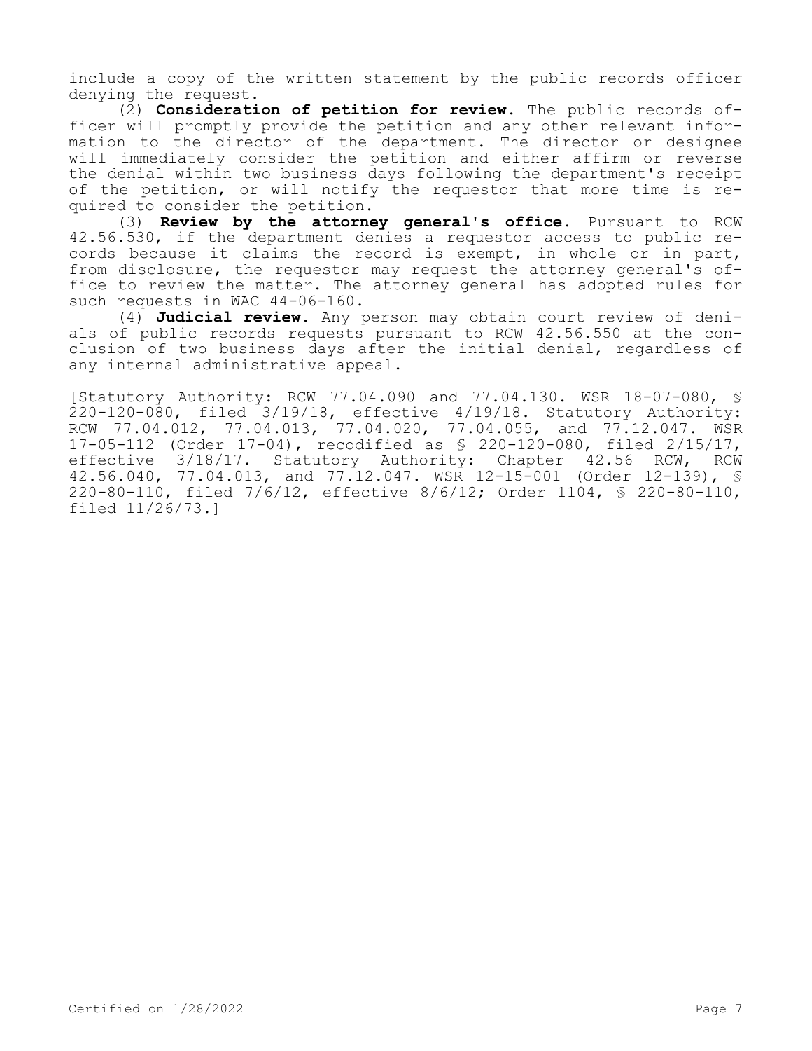include a copy of the written statement by the public records officer denying the request.

(2) **Consideration of petition for review.** The public records officer will promptly provide the petition and any other relevant information to the director of the department. The director or designee will immediately consider the petition and either affirm or reverse the denial within two business days following the department's receipt of the petition, or will notify the requestor that more time is required to consider the petition.

(3) **Review by the attorney general's office.** Pursuant to RCW 42.56.530, if the department denies a requestor access to public records because it claims the record is exempt, in whole or in part, from disclosure, the requestor may request the attorney general's office to review the matter. The attorney general has adopted rules for such requests in WAC 44-06-160.

(4) **Judicial review.** Any person may obtain court review of denials of public records requests pursuant to RCW 42.56.550 at the conclusion of two business days after the initial denial, regardless of any internal administrative appeal.

[Statutory Authority: RCW 77.04.090 and 77.04.130. WSR 18-07-080, § 220-120-080, filed 3/19/18, effective 4/19/18. Statutory Authority: RCW 77.04.012, 77.04.013, 77.04.020, 77.04.055, and 77.12.047. WSR 17-05-112 (Order 17-04), recodified as § 220-120-080, filed 2/15/17, effective 3/18/17. Statutory Authority: Chapter 42.56 RCW, RCW 42.56.040, 77.04.013, and 77.12.047. WSR 12-15-001 (Order 12-139), § 220-80-110, filed 7/6/12, effective 8/6/12; Order 1104, § 220-80-110, filed 11/26/73.]

Certified on 1/28/2022